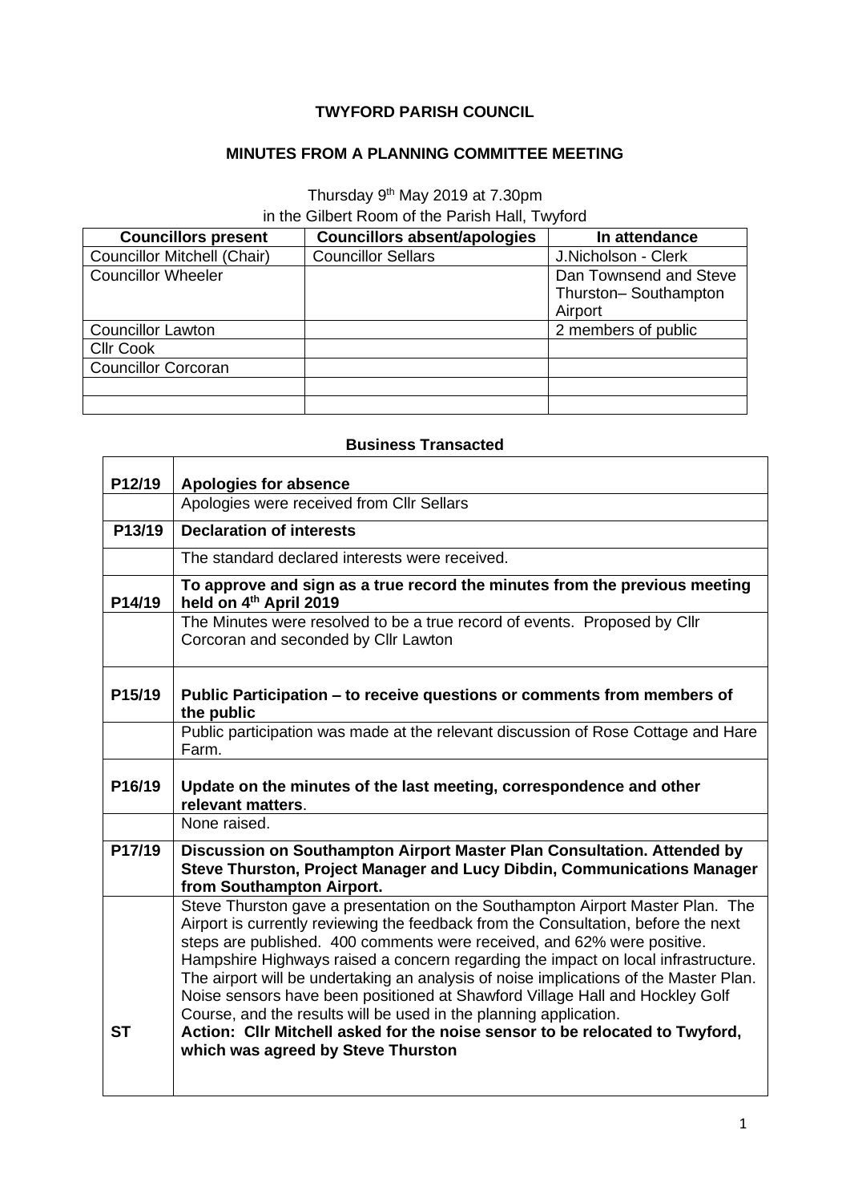**TWYFORD PARISH COUNCIL**

**MINUTES FROM A PLANNING COMMITTEE MEETING**

Thursday 9th May 2019 at 7.30pm
in the Gilbert Room of the Parish Hall, Twyford

| Councillors present | Councillors absent/apologies | In attendance |
|---|---|---|
| Councillor Mitchell (Chair) | Councillor Sellars | J.Nicholson - Clerk |
| Councillor Wheeler | | Dan Townsend and Steve Thurston– Southampton Airport |
| Councillor Lawton | | 2 members of public |
| Cllr Cook | | |
| Councillor Corcoran | | |
| | | |
| | | |

**Business Transacted**

| | |
|---|---|
| **P12/19** | **Apologies for absence** |
| | Apologies were received from Cllr Sellars |
| **P13/19** | **Declaration of interests** |
| | The standard declared interests were received. |
| **P14/19** | **To approve and sign as a true record the minutes from the previous meeting held on 4th April 2019** |
| | The Minutes were resolved to be a true record of events. Proposed by Cllr Corcoran and seconded by Cllr Lawton |
| **P15/19** | **Public Participation – to receive questions or comments from members of the public** |
| | Public participation was made at the relevant discussion of Rose Cottage and Hare Farm. |
| **P16/19** | **Update on the minutes of the last meeting, correspondence and other relevant matters**. |
| | None raised. |
| **P17/19** | **Discussion on Southampton Airport Master Plan Consultation. Attended by Steve Thurston, Project Manager and Lucy Dibdin, Communications Manager from Southampton Airport.** |
| **ST** | Steve Thurston gave a presentation on the Southampton Airport Master Plan. The Airport is currently reviewing the feedback from the Consultation, before the next steps are published. 400 comments were received, and 62% were positive. Hampshire Highways raised a concern regarding the impact on local infrastructure. The airport will be undertaking an analysis of noise implications of the Master Plan. Noise sensors have been positioned at Shawford Village Hall and Hockley Golf Course, and the results will be used in the planning application.<br>**Action: Cllr Mitchell asked for the noise sensor to be relocated to Twyford, which was agreed by Steve Thurston** |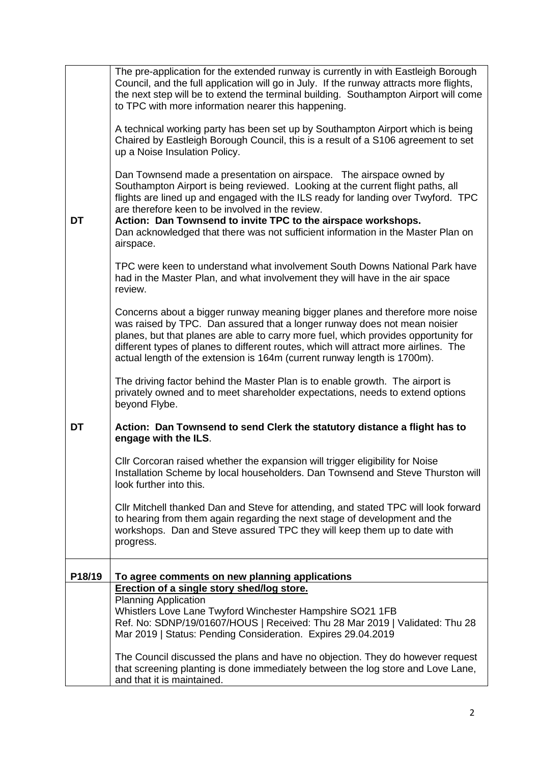| | |
|---|---|
| | The pre-application for the extended runway is currently in with Eastleigh Borough Council, and the full application will go in July. If the runway attracts more flights, the next step will be to extend the terminal building. Southampton Airport will come to TPC with more information nearer this happening.<br><br>A technical working party has been set up by Southampton Airport which is being Chaired by Eastleigh Borough Council, this is a result of a S106 agreement to set up a Noise Insulation Policy.<br><br>Dan Townsend made a presentation on airspace. The airspace owned by Southampton Airport is being reviewed. Looking at the current flight paths, all flights are lined up and engaged with the ILS ready for landing over Twyford. TPC are therefore keen to be involved in the review. |
| **DT** | **Action: Dan Townsend to invite TPC to the airspace workshops.**<br>Dan acknowledged that there was not sufficient information in the Master Plan on airspace.<br><br>TPC were keen to understand what involvement South Downs National Park have had in the Master Plan, and what involvement they will have in the air space review.<br><br>Concerns about a bigger runway meaning bigger planes and therefore more noise was raised by TPC. Dan assured that a longer runway does not mean noisier planes, but that planes are able to carry more fuel, which provides opportunity for different types of planes to different routes, which will attract more airlines. The actual length of the extension is 164m (current runway length is 1700m).<br><br>The driving factor behind the Master Plan is to enable growth. The airport is privately owned and to meet shareholder expectations, needs to extend options beyond Flybe. |
| **DT** | **Action: Dan Townsend to send Clerk the statutory distance a flight has to engage with the ILS**.<br><br>Cllr Corcoran raised whether the expansion will trigger eligibility for Noise Installation Scheme by local householders. Dan Townsend and Steve Thurston will look further into this.<br><br>Cllr Mitchell thanked Dan and Steve for attending, and stated TPC will look forward to hearing from them again regarding the next stage of development and the workshops. Dan and Steve assured TPC they will keep them up to date with progress. |
| **P18/19** | **To agree comments on new planning applications** |
| | **Erection of a single story shed/log store.**<br>Planning Application<br>Whistlers Love Lane Twyford Winchester Hampshire SO21 1FB<br>Ref. No: SDNP/19/01607/HOUS \| Received: Thu 28 Mar 2019 \| Validated: Thu 28 Mar 2019 \| Status: Pending Consideration. Expires 29.04.2019<br><br>The Council discussed the plans and have no objection. They do however request that screening planting is done immediately between the log store and Love Lane, and that it is maintained. |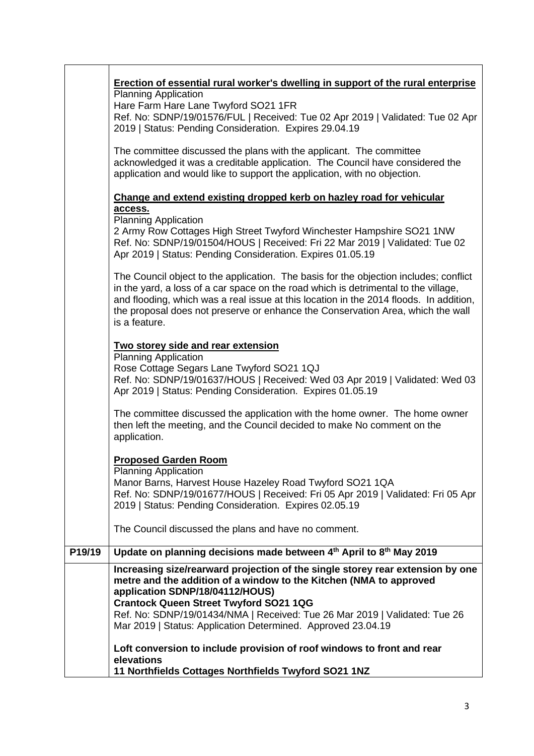| | |
|---|---|
| | **Erection of essential rural worker's dwelling in support of the rural enterprise**<br>Planning Application<br>Hare Farm Hare Lane Twyford SO21 1FR<br>Ref. No: SDNP/19/01576/FUL \| Received: Tue 02 Apr 2019 \| Validated: Tue 02 Apr 2019 \| Status: Pending Consideration. Expires 29.04.19<br><br>The committee discussed the plans with the applicant. The committee acknowledged it was a creditable application. The Council have considered the application and would like to support the application, with no objection.<br><br>**Change and extend existing dropped kerb on hazley road for vehicular access.**<br>Planning Application<br>2 Army Row Cottages High Street Twyford Winchester Hampshire SO21 1NW<br>Ref. No: SDNP/19/01504/HOUS \| Received: Fri 22 Mar 2019 \| Validated: Tue 02 Apr 2019 \| Status: Pending Consideration. Expires 01.05.19<br><br>The Council object to the application. The basis for the objection includes; conflict in the yard, a loss of a car space on the road which is detrimental to the village, and flooding, which was a real issue at this location in the 2014 floods. In addition, the proposal does not preserve or enhance the Conservation Area, which the wall is a feature.<br><br>**Two storey side and rear extension**<br>Planning Application<br>Rose Cottage Segars Lane Twyford SO21 1QJ<br>Ref. No: SDNP/19/01637/HOUS \| Received: Wed 03 Apr 2019 \| Validated: Wed 03 Apr 2019 \| Status: Pending Consideration. Expires 01.05.19<br><br>The committee discussed the application with the home owner. The home owner then left the meeting, and the Council decided to make No comment on the application.<br><br>**Proposed Garden Room**<br>Planning Application<br>Manor Barns, Harvest House Hazeley Road Twyford SO21 1QA<br>Ref. No: SDNP/19/01677/HOUS \| Received: Fri 05 Apr 2019 \| Validated: Fri 05 Apr 2019 \| Status: Pending Consideration. Expires 02.05.19<br><br>The Council discussed the plans and have no comment. |
| **P19/19** | **Update on planning decisions made between 4th April to 8th May 2019** |
| | **Increasing size/rearward projection of the single storey rear extension by one metre and the addition of a window to the Kitchen (NMA to approved application SDNP/18/04112/HOUS)**<br>**Crantock Queen Street Twyford SO21 1QG**<br>Ref. No: SDNP/19/01434/NMA \| Received: Tue 26 Mar 2019 \| Validated: Tue 26 Mar 2019 \| Status: Application Determined. Approved 23.04.19<br><br>**Loft conversion to include provision of roof windows to front and rear elevations**<br>**11 Northfields Cottages Northfields Twyford SO21 1NZ** |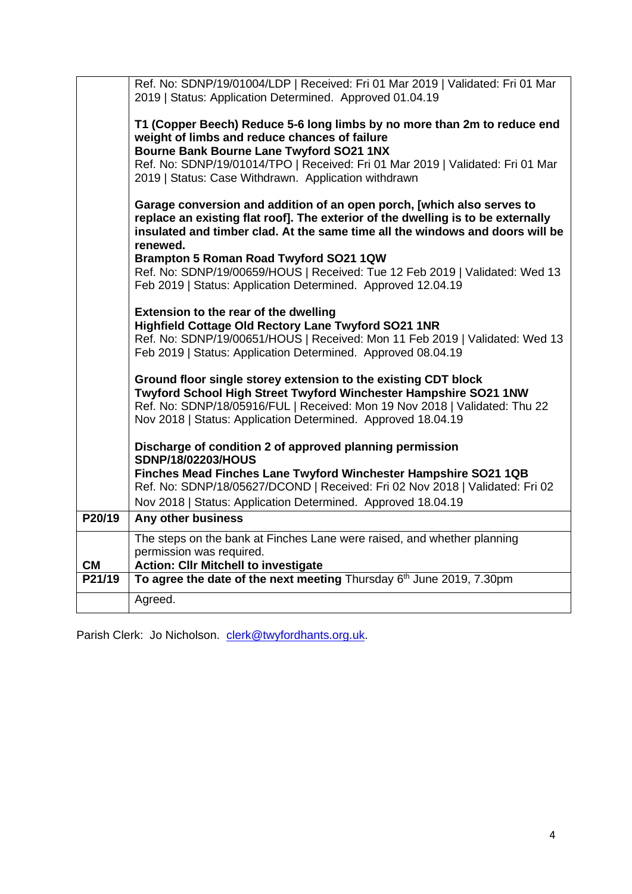| | |
|---|---|
| | Ref. No: SDNP/19/01004/LDP \| Received: Fri 01 Mar 2019 \| Validated: Fri 01 Mar 2019 \| Status: Application Determined. Approved 01.04.19<br><br>**T1 (Copper Beech) Reduce 5-6 long limbs by no more than 2m to reduce end weight of limbs and reduce chances of failure**<br>**Bourne Bank Bourne Lane Twyford SO21 1NX**<br>Ref. No: SDNP/19/01014/TPO \| Received: Fri 01 Mar 2019 \| Validated: Fri 01 Mar 2019 \| Status: Case Withdrawn. Application withdrawn<br><br>**Garage conversion and addition of an open porch, [which also serves to replace an existing flat roof]. The exterior of the dwelling is to be externally insulated and timber clad. At the same time all the windows and doors will be renewed.**<br>**Brampton 5 Roman Road Twyford SO21 1QW**<br>Ref. No: SDNP/19/00659/HOUS \| Received: Tue 12 Feb 2019 \| Validated: Wed 13 Feb 2019 \| Status: Application Determined. Approved 12.04.19<br><br>**Extension to the rear of the dwelling**<br>**Highfield Cottage Old Rectory Lane Twyford SO21 1NR**<br>Ref. No: SDNP/19/00651/HOUS \| Received: Mon 11 Feb 2019 \| Validated: Wed 13 Feb 2019 \| Status: Application Determined. Approved 08.04.19<br><br>**Ground floor single storey extension to the existing CDT block**<br>**Twyford School High Street Twyford Winchester Hampshire SO21 1NW**<br>Ref. No: SDNP/18/05916/FUL \| Received: Mon 19 Nov 2018 \| Validated: Thu 22 Nov 2018 \| Status: Application Determined. Approved 18.04.19<br><br>**Discharge of condition 2 of approved planning permission SDNP/18/02203/HOUS**<br>**Finches Mead Finches Lane Twyford Winchester Hampshire SO21 1QB**<br>Ref. No: SDNP/18/05627/DCOND \| Received: Fri 02 Nov 2018 \| Validated: Fri 02 Nov 2018 \| Status: Application Determined. Approved 18.04.19 |
| **P20/19** | **Any other business** |
| **CM** | The steps on the bank at Finches Lane were raised, and whether planning permission was required.<br>**Action: Cllr Mitchell to investigate** |
| **P21/19** | **To agree the date of the next meeting** Thursday 6th June 2019, 7.30pm |
| | Agreed. |

Parish Clerk: Jo Nicholson. clerk@twyfordhants.org.uk.